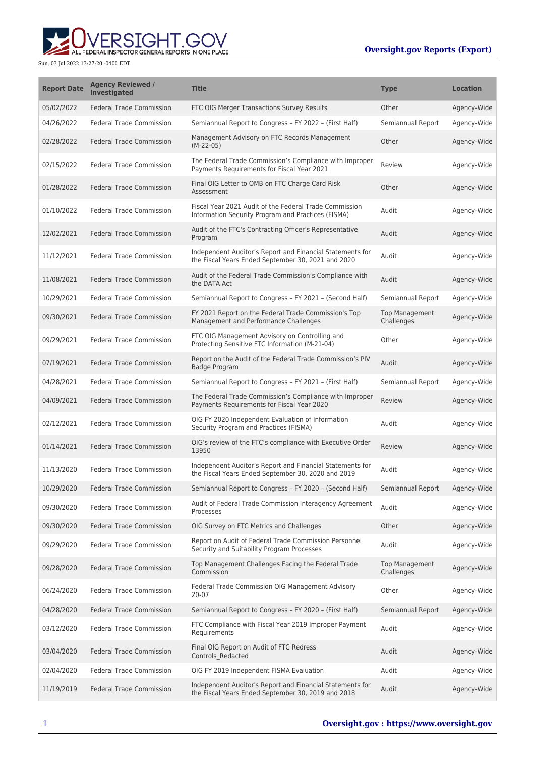Sun, 03 Jul 2022 13:27:20 -0400 EDT

**Oversight.gov Reports (Export)**

| Report Date | Agency Reviewed / Investigated | Title | Type | Location |
| --- | --- | --- | --- | --- |
| 05/02/2022 | Federal Trade Commission | FTC OIG Merger Transactions Survey Results | Other | Agency-Wide |
| 04/26/2022 | Federal Trade Commission | Semiannual Report to Congress – FY 2022 – (First Half) | Semiannual Report | Agency-Wide |
| 02/28/2022 | Federal Trade Commission | Management Advisory on FTC Records Management (M-22-05) | Other | Agency-Wide |
| 02/15/2022 | Federal Trade Commission | The Federal Trade Commission's Compliance with Improper Payments Requirements for Fiscal Year 2021 | Review | Agency-Wide |
| 01/28/2022 | Federal Trade Commission | Final OIG Letter to OMB on FTC Charge Card Risk Assessment | Other | Agency-Wide |
| 01/10/2022 | Federal Trade Commission | Fiscal Year 2021 Audit of the Federal Trade Commission Information Security Program and Practices (FISMA) | Audit | Agency-Wide |
| 12/02/2021 | Federal Trade Commission | Audit of the FTC's Contracting Officer's Representative Program | Audit | Agency-Wide |
| 11/12/2021 | Federal Trade Commission | Independent Auditor's Report and Financial Statements for the Fiscal Years Ended September 30, 2021 and 2020 | Audit | Agency-Wide |
| 11/08/2021 | Federal Trade Commission | Audit of the Federal Trade Commission's Compliance with the DATA Act | Audit | Agency-Wide |
| 10/29/2021 | Federal Trade Commission | Semiannual Report to Congress – FY 2021 – (Second Half) | Semiannual Report | Agency-Wide |
| 09/30/2021 | Federal Trade Commission | FY 2021 Report on the Federal Trade Commission's Top Management and Performance Challenges | Top Management Challenges | Agency-Wide |
| 09/29/2021 | Federal Trade Commission | FTC OIG Management Advisory on Controlling and Protecting Sensitive FTC Information (M-21-04) | Other | Agency-Wide |
| 07/19/2021 | Federal Trade Commission | Report on the Audit of the Federal Trade Commission's PIV Badge Program | Audit | Agency-Wide |
| 04/28/2021 | Federal Trade Commission | Semiannual Report to Congress – FY 2021 – (First Half) | Semiannual Report | Agency-Wide |
| 04/09/2021 | Federal Trade Commission | The Federal Trade Commission's Compliance with Improper Payments Requirements for Fiscal Year 2020 | Review | Agency-Wide |
| 02/12/2021 | Federal Trade Commission | OIG FY 2020 Independent Evaluation of Information Security Program and Practices (FISMA) | Audit | Agency-Wide |
| 01/14/2021 | Federal Trade Commission | OIG's review of the FTC's compliance with Executive Order 13950 | Review | Agency-Wide |
| 11/13/2020 | Federal Trade Commission | Independent Auditor's Report and Financial Statements for the Fiscal Years Ended September 30, 2020 and 2019 | Audit | Agency-Wide |
| 10/29/2020 | Federal Trade Commission | Semiannual Report to Congress – FY 2020 – (Second Half) | Semiannual Report | Agency-Wide |
| 09/30/2020 | Federal Trade Commission | Audit of Federal Trade Commission Interagency Agreement Processes | Audit | Agency-Wide |
| 09/30/2020 | Federal Trade Commission | OIG Survey on FTC Metrics and Challenges | Other | Agency-Wide |
| 09/29/2020 | Federal Trade Commission | Report on Audit of Federal Trade Commission Personnel Security and Suitability Program Processes | Audit | Agency-Wide |
| 09/28/2020 | Federal Trade Commission | Top Management Challenges Facing the Federal Trade Commission | Top Management Challenges | Agency-Wide |
| 06/24/2020 | Federal Trade Commission | Federal Trade Commission OIG Management Advisory 20-07 | Other | Agency-Wide |
| 04/28/2020 | Federal Trade Commission | Semiannual Report to Congress – FY 2020 – (First Half) | Semiannual Report | Agency-Wide |
| 03/12/2020 | Federal Trade Commission | FTC Compliance with Fiscal Year 2019 Improper Payment Requirements | Audit | Agency-Wide |
| 03/04/2020 | Federal Trade Commission | Final OIG Report on Audit of FTC Redress Controls_Redacted | Audit | Agency-Wide |
| 02/04/2020 | Federal Trade Commission | OIG FY 2019 Independent FISMA Evaluation | Audit | Agency-Wide |
| 11/19/2019 | Federal Trade Commission | Independent Auditor's Report and Financial Statements for the Fiscal Years Ended September 30, 2019 and 2018 | Audit | Agency-Wide |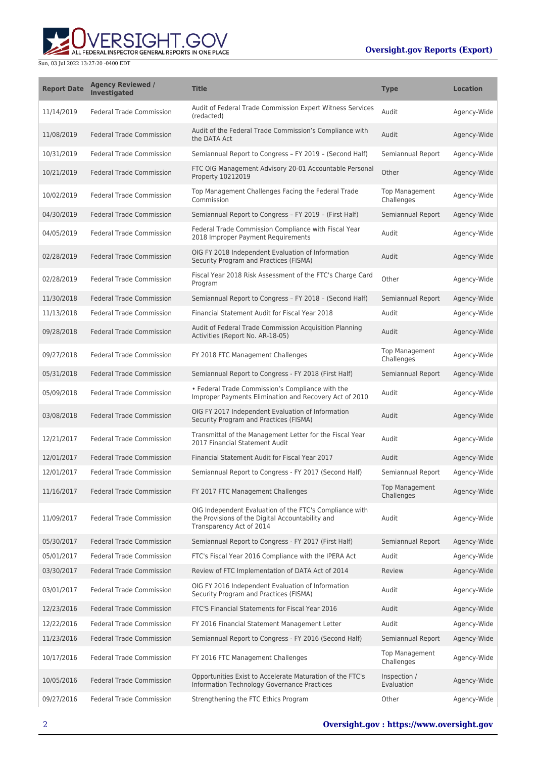| Report Date | Agency Reviewed / Investigated | Title | Type | Location |
|---|---|---|---|---|
| 11/14/2019 | Federal Trade Commission | Audit of Federal Trade Commission Expert Witness Services (redacted) | Audit | Agency-Wide |
| 11/08/2019 | Federal Trade Commission | Audit of the Federal Trade Commission's Compliance with the DATA Act | Audit | Agency-Wide |
| 10/31/2019 | Federal Trade Commission | Semiannual Report to Congress – FY 2019 – (Second Half) | Semiannual Report | Agency-Wide |
| 10/21/2019 | Federal Trade Commission | FTC OIG Management Advisory 20-01 Accountable Personal Property 10212019 | Other | Agency-Wide |
| 10/02/2019 | Federal Trade Commission | Top Management Challenges Facing the Federal Trade Commission | Top Management Challenges | Agency-Wide |
| 04/30/2019 | Federal Trade Commission | Semiannual Report to Congress – FY 2019 – (First Half) | Semiannual Report | Agency-Wide |
| 04/05/2019 | Federal Trade Commission | Federal Trade Commission Compliance with Fiscal Year 2018 Improper Payment Requirements | Audit | Agency-Wide |
| 02/28/2019 | Federal Trade Commission | OIG FY 2018 Independent Evaluation of Information Security Program and Practices (FISMA) | Audit | Agency-Wide |
| 02/28/2019 | Federal Trade Commission | Fiscal Year 2018 Risk Assessment of the FTC's Charge Card Program | Other | Agency-Wide |
| 11/30/2018 | Federal Trade Commission | Semiannual Report to Congress – FY 2018 – (Second Half) | Semiannual Report | Agency-Wide |
| 11/13/2018 | Federal Trade Commission | Financial Statement Audit for Fiscal Year 2018 | Audit | Agency-Wide |
| 09/28/2018 | Federal Trade Commission | Audit of Federal Trade Commission Acquisition Planning Activities (Report No. AR-18-05) | Audit | Agency-Wide |
| 09/27/2018 | Federal Trade Commission | FY 2018 FTC Management Challenges | Top Management Challenges | Agency-Wide |
| 05/31/2018 | Federal Trade Commission | Semiannual Report to Congress - FY 2018 (First Half) | Semiannual Report | Agency-Wide |
| 05/09/2018 | Federal Trade Commission | • Federal Trade Commission's Compliance with the Improper Payments Elimination and Recovery Act of 2010 | Audit | Agency-Wide |
| 03/08/2018 | Federal Trade Commission | OIG FY 2017 Independent Evaluation of Information Security Program and Practices (FISMA) | Audit | Agency-Wide |
| 12/21/2017 | Federal Trade Commission | Transmittal of the Management Letter for the Fiscal Year 2017 Financial Statement Audit | Audit | Agency-Wide |
| 12/01/2017 | Federal Trade Commission | Financial Statement Audit for Fiscal Year 2017 | Audit | Agency-Wide |
| 12/01/2017 | Federal Trade Commission | Semiannual Report to Congress - FY 2017 (Second Half) | Semiannual Report | Agency-Wide |
| 11/16/2017 | Federal Trade Commission | FY 2017 FTC Management Challenges | Top Management Challenges | Agency-Wide |
| 11/09/2017 | Federal Trade Commission | OIG Independent Evaluation of the FTC's Compliance with the Provisions of the Digital Accountability and Transparency Act of 2014 | Audit | Agency-Wide |
| 05/30/2017 | Federal Trade Commission | Semiannual Report to Congress - FY 2017 (First Half) | Semiannual Report | Agency-Wide |
| 05/01/2017 | Federal Trade Commission | FTC's Fiscal Year 2016 Compliance with the IPERA Act | Audit | Agency-Wide |
| 03/30/2017 | Federal Trade Commission | Review of FTC Implementation of DATA Act of 2014 | Review | Agency-Wide |
| 03/01/2017 | Federal Trade Commission | OIG FY 2016 Independent Evaluation of Information Security Program and Practices (FISMA) | Audit | Agency-Wide |
| 12/23/2016 | Federal Trade Commission | FTC'S Financial Statements for Fiscal Year 2016 | Audit | Agency-Wide |
| 12/22/2016 | Federal Trade Commission | FY 2016 Financial Statement Management Letter | Audit | Agency-Wide |
| 11/23/2016 | Federal Trade Commission | Semiannual Report to Congress - FY 2016 (Second Half) | Semiannual Report | Agency-Wide |
| 10/17/2016 | Federal Trade Commission | FY 2016 FTC Management Challenges | Top Management Challenges | Agency-Wide |
| 10/05/2016 | Federal Trade Commission | Opportunities Exist to Accelerate Maturation of the FTC's Information Technology Governance Practices | Inspection / Evaluation | Agency-Wide |
| 09/27/2016 | Federal Trade Commission | Strengthening the FTC Ethics Program | Other | Agency-Wide |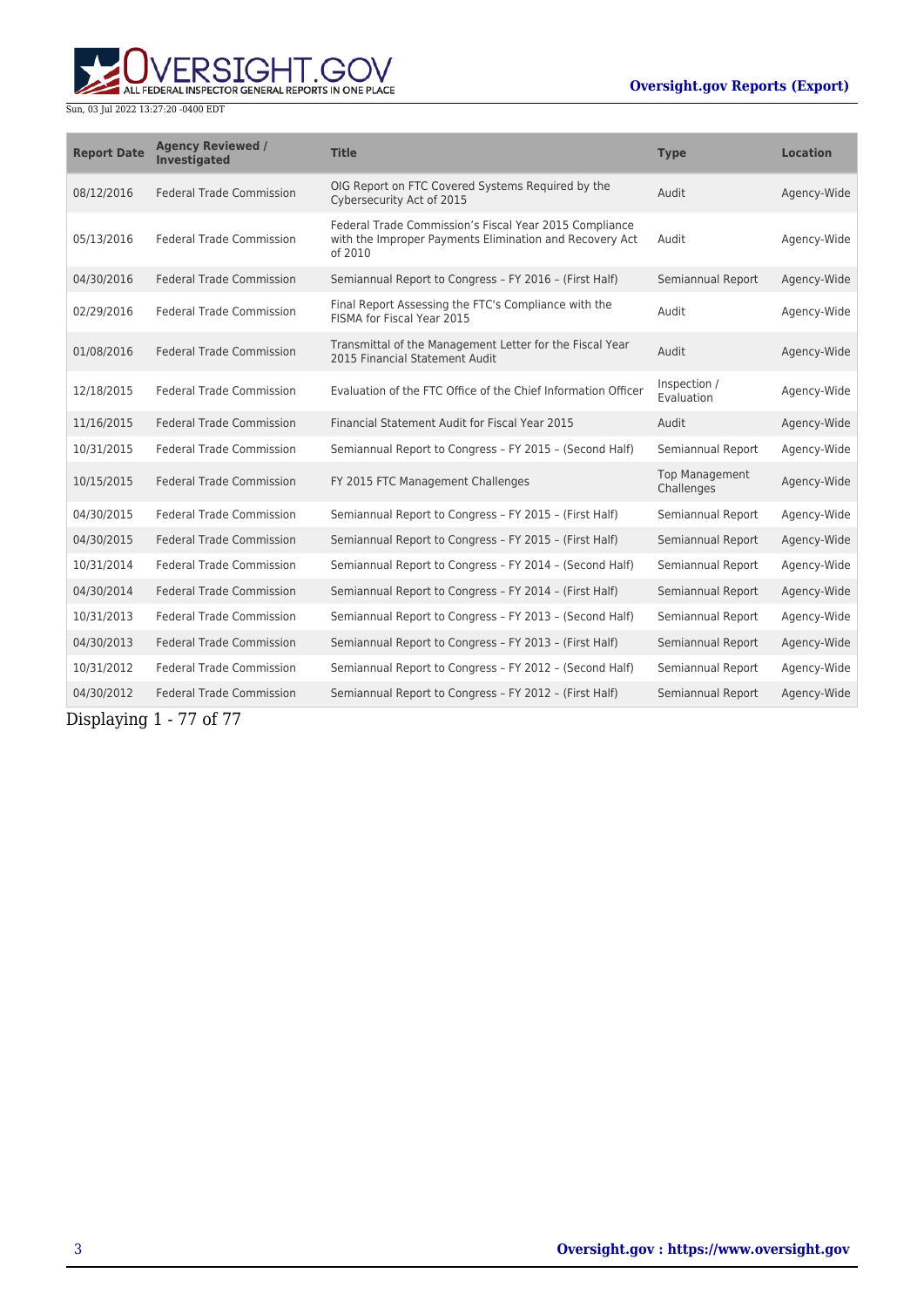| Report Date | Agency Reviewed / Investigated | Title | Type | Location |
|---|---|---|---|---|
| 08/12/2016 | Federal Trade Commission | OIG Report on FTC Covered Systems Required by the Cybersecurity Act of 2015 | Audit | Agency-Wide |
| 05/13/2016 | Federal Trade Commission | Federal Trade Commission's Fiscal Year 2015 Compliance with the Improper Payments Elimination and Recovery Act of 2010 | Audit | Agency-Wide |
| 04/30/2016 | Federal Trade Commission | Semiannual Report to Congress – FY 2016 – (First Half) | Semiannual Report | Agency-Wide |
| 02/29/2016 | Federal Trade Commission | Final Report Assessing the FTC's Compliance with the FISMA for Fiscal Year 2015 | Audit | Agency-Wide |
| 01/08/2016 | Federal Trade Commission | Transmittal of the Management Letter for the Fiscal Year 2015 Financial Statement Audit | Audit | Agency-Wide |
| 12/18/2015 | Federal Trade Commission | Evaluation of the FTC Office of the Chief Information Officer | Inspection / Evaluation | Agency-Wide |
| 11/16/2015 | Federal Trade Commission | Financial Statement Audit for Fiscal Year 2015 | Audit | Agency-Wide |
| 10/31/2015 | Federal Trade Commission | Semiannual Report to Congress – FY 2015 – (Second Half) | Semiannual Report | Agency-Wide |
| 10/15/2015 | Federal Trade Commission | FY 2015 FTC Management Challenges | Top Management Challenges | Agency-Wide |
| 04/30/2015 | Federal Trade Commission | Semiannual Report to Congress – FY 2015 – (First Half) | Semiannual Report | Agency-Wide |
| 04/30/2015 | Federal Trade Commission | Semiannual Report to Congress – FY 2015 – (First Half) | Semiannual Report | Agency-Wide |
| 10/31/2014 | Federal Trade Commission | Semiannual Report to Congress – FY 2014 – (Second Half) | Semiannual Report | Agency-Wide |
| 04/30/2014 | Federal Trade Commission | Semiannual Report to Congress – FY 2014 – (First Half) | Semiannual Report | Agency-Wide |
| 10/31/2013 | Federal Trade Commission | Semiannual Report to Congress – FY 2013 – (Second Half) | Semiannual Report | Agency-Wide |
| 04/30/2013 | Federal Trade Commission | Semiannual Report to Congress – FY 2013 – (First Half) | Semiannual Report | Agency-Wide |
| 10/31/2012 | Federal Trade Commission | Semiannual Report to Congress – FY 2012 – (Second Half) | Semiannual Report | Agency-Wide |
| 04/30/2012 | Federal Trade Commission | Semiannual Report to Congress – FY 2012 – (First Half) | Semiannual Report | Agency-Wide |

Displaying 1 - 77 of 77